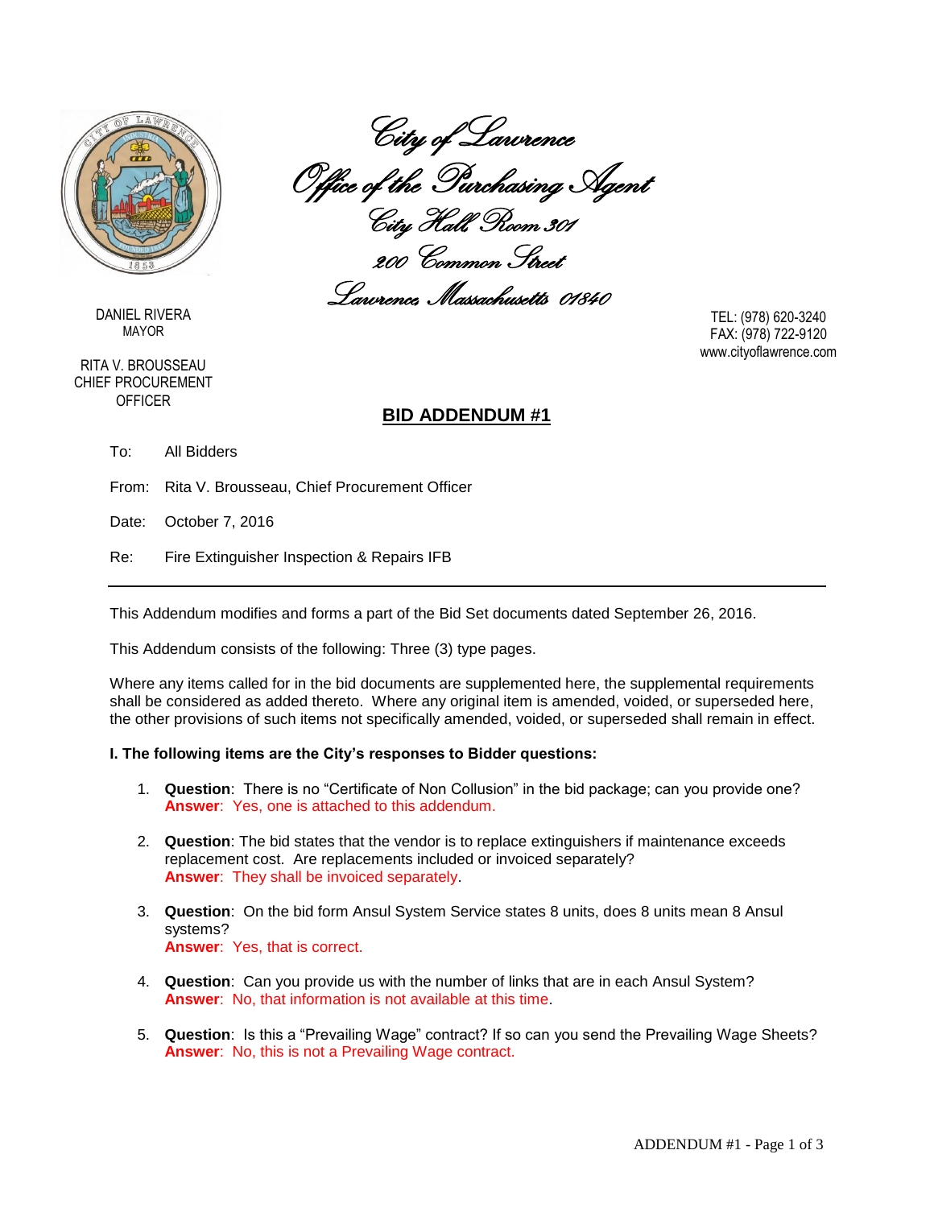City of Lawrence
Office of the Purchasing Agent
City Hall Room 301
200 Common Street
Lawrence, Massachusetts 01840

DANIEL RIVERA
MAYOR

RITA V. BROUSSEAU
CHIEF PROCUREMENT OFFICER

TEL: (978) 620-3240
FAX: (978) 722-9120
www.cityoflawrence.com

# BID ADDENDUM #1

To: All Bidders

From: Rita V. Brousseau, Chief Procurement Officer

Date: October 7, 2016

Re: Fire Extinguisher Inspection & Repairs IFB

---

This Addendum modifies and forms a part of the Bid Set documents dated September 26, 2016.

This Addendum consists of the following: Three (3) type pages.

Where any items called for in the bid documents are supplemented here, the supplemental requirements shall be considered as added thereto. Where any original item is amended, voided, or superseded here, the other provisions of such items not specifically amended, voided, or superseded shall remain in effect.

**I. The following items are the City's responses to Bidder questions:**

1. **Question**: There is no "Certificate of Non Collusion" in the bid package; can you provide one?
   **Answer**: Yes, one is attached to this addendum.

2. **Question**: The bid states that the vendor is to replace extinguishers if maintenance exceeds replacement cost. Are replacements included or invoiced separately?
   **Answer**: They shall be invoiced separately.

3. **Question**: On the bid form Ansul System Service states 8 units, does 8 units mean 8 Ansul systems?
   **Answer**: Yes, that is correct.

4. **Question**: Can you provide us with the number of links that are in each Ansul System?
   **Answer**: No, that information is not available at this time.

5. **Question**: Is this a "Prevailing Wage" contract? If so can you send the Prevailing Wage Sheets?
   **Answer**: No, this is not a Prevailing Wage contract.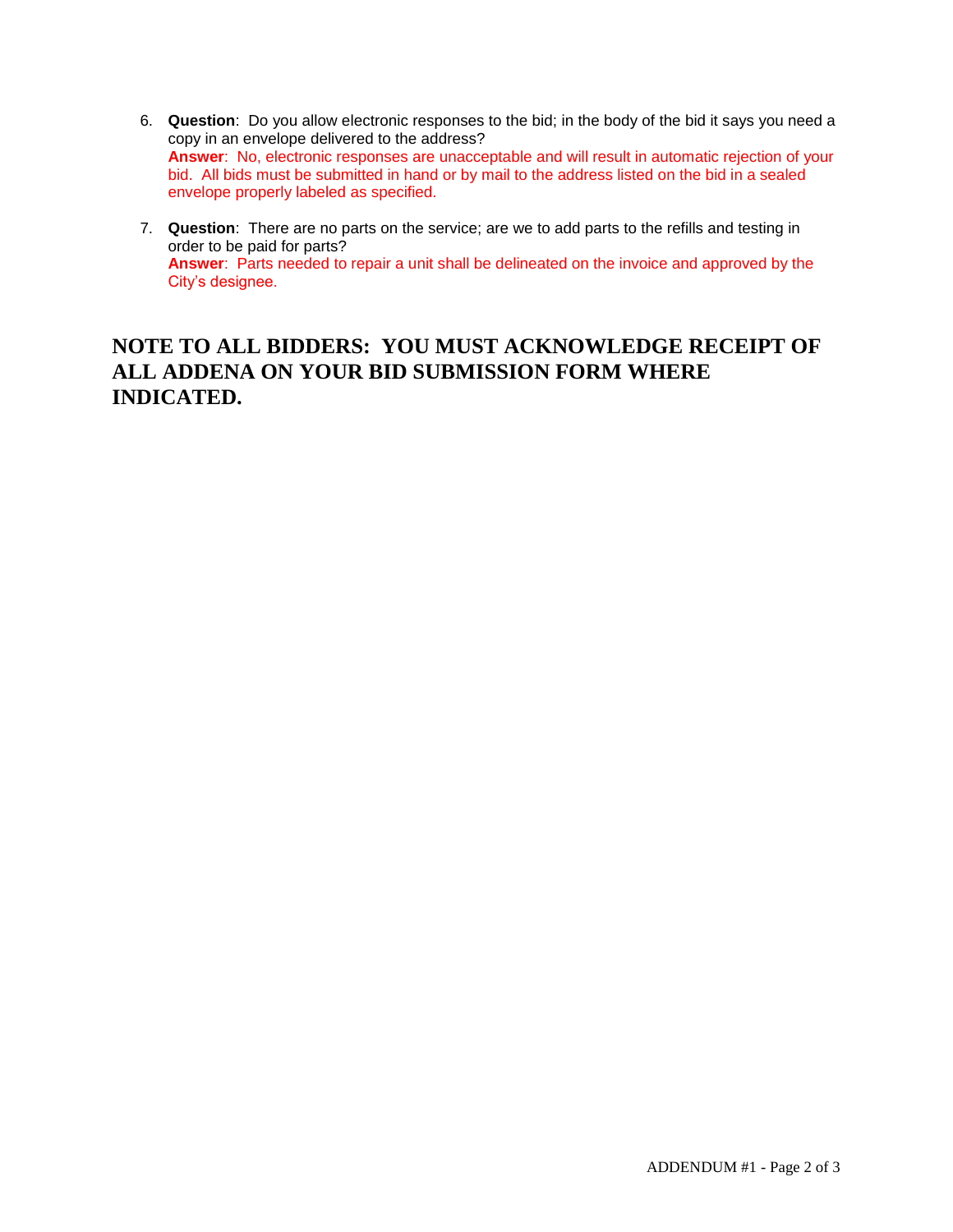6. **Question**: Do you allow electronic responses to the bid; in the body of the bid it says you need a copy in an envelope delivered to the address?
   **Answer**: No, electronic responses are unacceptable and will result in automatic rejection of your bid. All bids must be submitted in hand or by mail to the address listed on the bid in a sealed envelope properly labeled as specified.

7. **Question**: There are no parts on the service; are we to add parts to the refills and testing in order to be paid for parts?
   **Answer**: Parts needed to repair a unit shall be delineated on the invoice and approved by the City's designee.

## NOTE TO ALL BIDDERS: YOU MUST ACKNOWLEDGE RECEIPT OF ALL ADDENA ON YOUR BID SUBMISSION FORM WHERE INDICATED.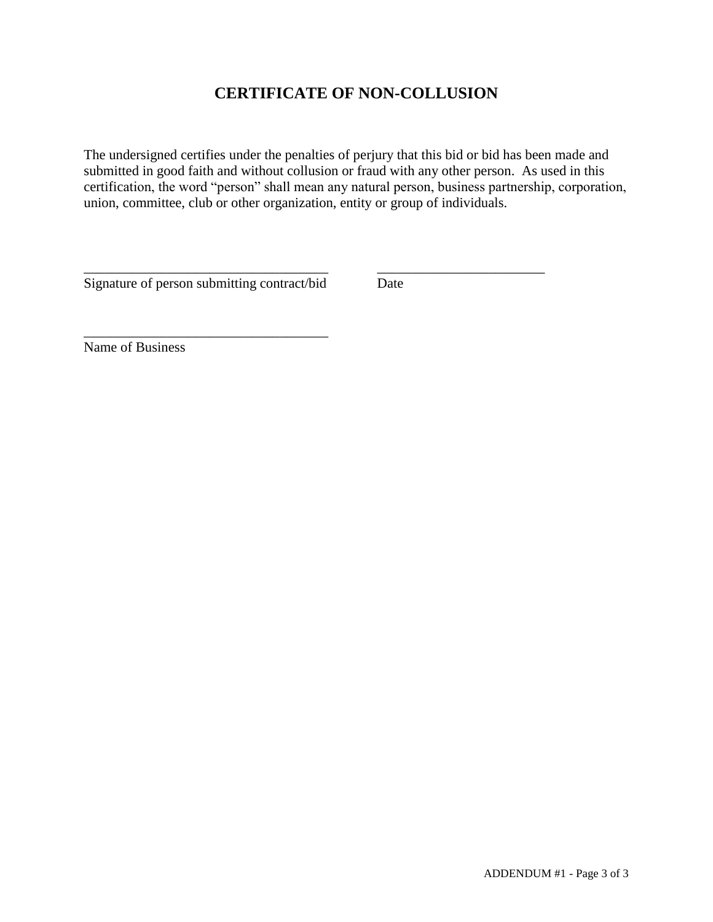# CERTIFICATE OF NON-COLLUSION

The undersigned certifies under the penalties of perjury that this bid or bid has been made and submitted in good faith and without collusion or fraud with any other person. As used in this certification, the word "person" shall mean any natural person, business partnership, corporation, union, committee, club or other organization, entity or group of individuals.

\_\_\_\_\_\_\_\_\_\_\_\_\_\_\_\_\_\_\_\_\_\_\_\_\_\_\_\_\_\_\_\_\_\_\_ \_\_\_\_\_\_\_\_\_\_\_\_\_\_\_\_\_\_\_\_\_\_\_\_
Signature of person submitting contract/bid Date

\_\_\_\_\_\_\_\_\_\_\_\_\_\_\_\_\_\_\_\_\_\_\_\_\_\_\_\_\_\_\_\_\_\_\_
Name of Business